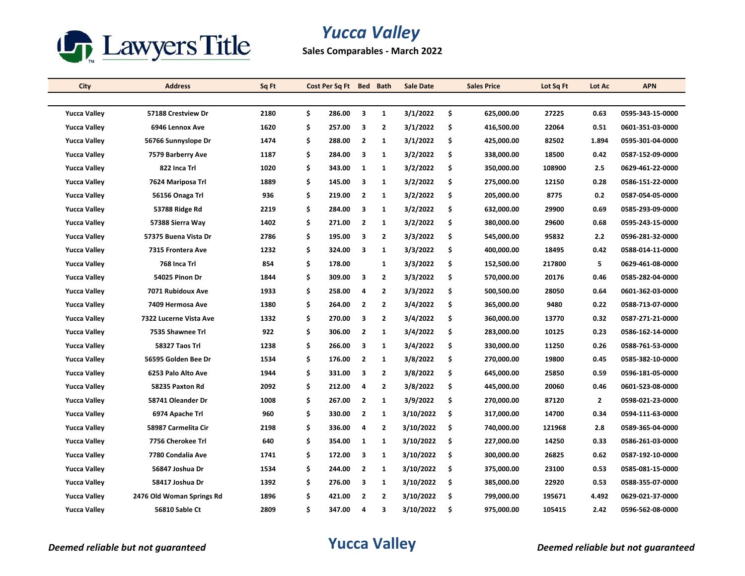Lawyers Title

# Yucca Valley

**Sales Comparables - March 2022**

| City | Address | Sq Ft | Cost Per Sq Ft | Bed | Bath | Sale Date | Sales Price | Lot Sq Ft | Lot Ac | APN |
|---|---|---|---|---|---|---|---|---|---|---|
| Yucca Valley | 57188 Crestview Dr | 2180 | $ 286.00 | 3 | 1 | 3/1/2022 | $ 625,000.00 | 27225 | 0.63 | 0595-343-15-0000 |
| Yucca Valley | 6946 Lennox Ave | 1620 | $ 257.00 | 3 | 2 | 3/1/2022 | $ 416,500.00 | 22064 | 0.51 | 0601-351-03-0000 |
| Yucca Valley | 56766 Sunnyslope Dr | 1474 | $ 288.00 | 2 | 1 | 3/1/2022 | $ 425,000.00 | 82502 | 1.894 | 0595-301-04-0000 |
| Yucca Valley | 7579 Barberry Ave | 1187 | $ 284.00 | 3 | 1 | 3/2/2022 | $ 338,000.00 | 18500 | 0.42 | 0587-152-09-0000 |
| Yucca Valley | 822 Inca Trl | 1020 | $ 343.00 | 1 | 1 | 3/2/2022 | $ 350,000.00 | 108900 | 2.5 | 0629-461-22-0000 |
| Yucca Valley | 7624 Mariposa Trl | 1889 | $ 145.00 | 3 | 1 | 3/2/2022 | $ 275,000.00 | 12150 | 0.28 | 0586-151-22-0000 |
| Yucca Valley | 56156 Onaga Trl | 936 | $ 219.00 | 2 | 1 | 3/2/2022 | $ 205,000.00 | 8775 | 0.2 | 0587-054-05-0000 |
| Yucca Valley | 53788 Ridge Rd | 2219 | $ 284.00 | 3 | 1 | 3/2/2022 | $ 632,000.00 | 29900 | 0.69 | 0585-293-09-0000 |
| Yucca Valley | 57388 Sierra Way | 1402 | $ 271.00 | 2 | 1 | 3/2/2022 | $ 380,000.00 | 29600 | 0.68 | 0595-243-15-0000 |
| Yucca Valley | 57375 Buena Vista Dr | 2786 | $ 195.00 | 3 | 2 | 3/3/2022 | $ 545,000.00 | 95832 | 2.2 | 0596-281-32-0000 |
| Yucca Valley | 7315 Frontera Ave | 1232 | $ 324.00 | 3 | 1 | 3/3/2022 | $ 400,000.00 | 18495 | 0.42 | 0588-014-11-0000 |
| Yucca Valley | 768 Inca Trl | 854 | $ 178.00 | | 1 | 3/3/2022 | $ 152,500.00 | 217800 | 5 | 0629-461-08-0000 |
| Yucca Valley | 54025 Pinon Dr | 1844 | $ 309.00 | 3 | 2 | 3/3/2022 | $ 570,000.00 | 20176 | 0.46 | 0585-282-04-0000 |
| Yucca Valley | 7071 Rubidoux Ave | 1933 | $ 258.00 | 4 | 2 | 3/3/2022 | $ 500,500.00 | 28050 | 0.64 | 0601-362-03-0000 |
| Yucca Valley | 7409 Hermosa Ave | 1380 | $ 264.00 | 2 | 2 | 3/4/2022 | $ 365,000.00 | 9480 | 0.22 | 0588-713-07-0000 |
| Yucca Valley | 7322 Lucerne Vista Ave | 1332 | $ 270.00 | 3 | 2 | 3/4/2022 | $ 360,000.00 | 13770 | 0.32 | 0587-271-21-0000 |
| Yucca Valley | 7535 Shawnee Trl | 922 | $ 306.00 | 2 | 1 | 3/4/2022 | $ 283,000.00 | 10125 | 0.23 | 0586-162-14-0000 |
| Yucca Valley | 58327 Taos Trl | 1238 | $ 266.00 | 3 | 1 | 3/4/2022 | $ 330,000.00 | 11250 | 0.26 | 0588-761-53-0000 |
| Yucca Valley | 56595 Golden Bee Dr | 1534 | $ 176.00 | 2 | 1 | 3/8/2022 | $ 270,000.00 | 19800 | 0.45 | 0585-382-10-0000 |
| Yucca Valley | 6253 Palo Alto Ave | 1944 | $ 331.00 | 3 | 2 | 3/8/2022 | $ 645,000.00 | 25850 | 0.59 | 0596-181-05-0000 |
| Yucca Valley | 58235 Paxton Rd | 2092 | $ 212.00 | 4 | 2 | 3/8/2022 | $ 445,000.00 | 20060 | 0.46 | 0601-523-08-0000 |
| Yucca Valley | 58741 Oleander Dr | 1008 | $ 267.00 | 2 | 1 | 3/9/2022 | $ 270,000.00 | 87120 | 2 | 0598-021-23-0000 |
| Yucca Valley | 6974 Apache Trl | 960 | $ 330.00 | 2 | 1 | 3/10/2022 | $ 317,000.00 | 14700 | 0.34 | 0594-111-63-0000 |
| Yucca Valley | 58987 Carmelita Cir | 2198 | $ 336.00 | 4 | 2 | 3/10/2022 | $ 740,000.00 | 121968 | 2.8 | 0589-365-04-0000 |
| Yucca Valley | 7756 Cherokee Trl | 640 | $ 354.00 | 1 | 1 | 3/10/2022 | $ 227,000.00 | 14250 | 0.33 | 0586-261-03-0000 |
| Yucca Valley | 7780 Condalia Ave | 1741 | $ 172.00 | 3 | 1 | 3/10/2022 | $ 300,000.00 | 26825 | 0.62 | 0587-192-10-0000 |
| Yucca Valley | 56847 Joshua Dr | 1534 | $ 244.00 | 2 | 1 | 3/10/2022 | $ 375,000.00 | 23100 | 0.53 | 0585-081-15-0000 |
| Yucca Valley | 58417 Joshua Dr | 1392 | $ 276.00 | 3 | 1 | 3/10/2022 | $ 385,000.00 | 22920 | 0.53 | 0588-355-07-0000 |
| Yucca Valley | 2476 Old Woman Springs Rd | 1896 | $ 421.00 | 2 | 2 | 3/10/2022 | $ 799,000.00 | 195671 | 4.492 | 0629-021-37-0000 |
| Yucca Valley | 56810 Sable Ct | 2809 | $ 347.00 | 4 | 3 | 3/10/2022 | $ 975,000.00 | 105415 | 2.42 | 0596-562-08-0000 |

*Deemed reliable but not guaranteed*

**Yucca Valley**

*Deemed reliable but not guaranteed*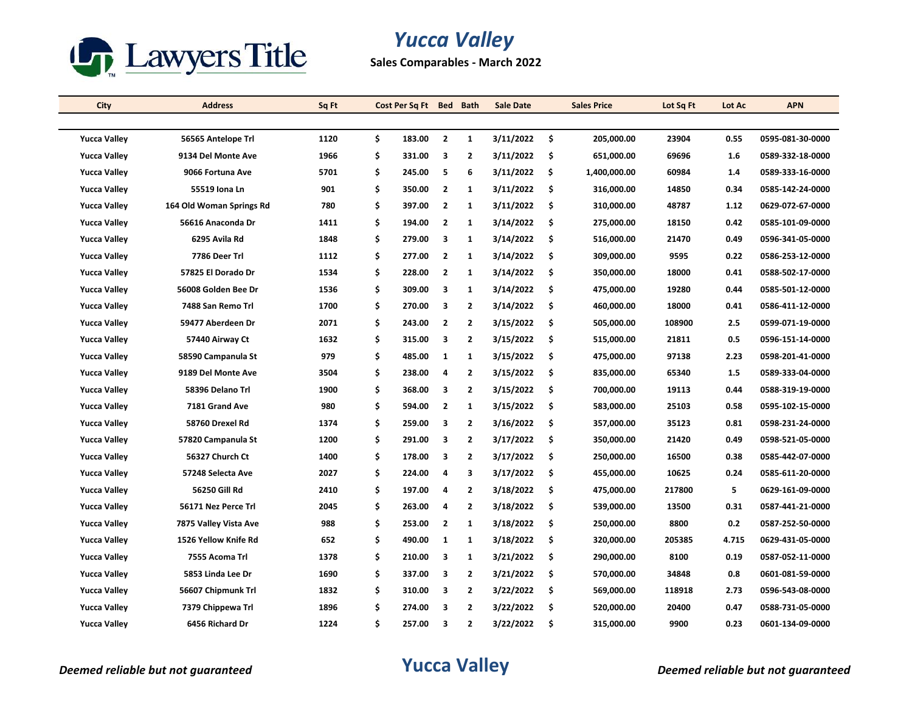# Yucca Valley

**Sales Comparables - March 2022**

| City | Address | Sq Ft | Cost Per Sq Ft | Bed | Bath | Sale Date | Sales Price | Lot Sq Ft | Lot Ac | APN |
|---|---|---|---|---|---|---|---|---|---|---|
| Yucca Valley | 56565 Antelope Trl | 1120 | $ 183.00 | 2 | 1 | 3/11/2022 | $ 205,000.00 | 23904 | 0.55 | 0595-081-30-0000 |
| Yucca Valley | 9134 Del Monte Ave | 1966 | $ 331.00 | 3 | 2 | 3/11/2022 | $ 651,000.00 | 69696 | 1.6 | 0589-332-18-0000 |
| Yucca Valley | 9066 Fortuna Ave | 5701 | $ 245.00 | 5 | 6 | 3/11/2022 | $ 1,400,000.00 | 60984 | 1.4 | 0589-333-16-0000 |
| Yucca Valley | 55519 Iona Ln | 901 | $ 350.00 | 2 | 1 | 3/11/2022 | $ 316,000.00 | 14850 | 0.34 | 0585-142-24-0000 |
| Yucca Valley | 164 Old Woman Springs Rd | 780 | $ 397.00 | 2 | 1 | 3/11/2022 | $ 310,000.00 | 48787 | 1.12 | 0629-072-67-0000 |
| Yucca Valley | 56616 Anaconda Dr | 1411 | $ 194.00 | 2 | 1 | 3/14/2022 | $ 275,000.00 | 18150 | 0.42 | 0585-101-09-0000 |
| Yucca Valley | 6295 Avila Rd | 1848 | $ 279.00 | 3 | 1 | 3/14/2022 | $ 516,000.00 | 21470 | 0.49 | 0596-341-05-0000 |
| Yucca Valley | 7786 Deer Trl | 1112 | $ 277.00 | 2 | 1 | 3/14/2022 | $ 309,000.00 | 9595 | 0.22 | 0586-253-12-0000 |
| Yucca Valley | 57825 El Dorado Dr | 1534 | $ 228.00 | 2 | 1 | 3/14/2022 | $ 350,000.00 | 18000 | 0.41 | 0588-502-17-0000 |
| Yucca Valley | 56008 Golden Bee Dr | 1536 | $ 309.00 | 3 | 1 | 3/14/2022 | $ 475,000.00 | 19280 | 0.44 | 0585-501-12-0000 |
| Yucca Valley | 7488 San Remo Trl | 1700 | $ 270.00 | 3 | 2 | 3/14/2022 | $ 460,000.00 | 18000 | 0.41 | 0586-411-12-0000 |
| Yucca Valley | 59477 Aberdeen Dr | 2071 | $ 243.00 | 2 | 2 | 3/15/2022 | $ 505,000.00 | 108900 | 2.5 | 0599-071-19-0000 |
| Yucca Valley | 57440 Airway Ct | 1632 | $ 315.00 | 3 | 2 | 3/15/2022 | $ 515,000.00 | 21811 | 0.5 | 0596-151-14-0000 |
| Yucca Valley | 58590 Campanula St | 979 | $ 485.00 | 1 | 1 | 3/15/2022 | $ 475,000.00 | 97138 | 2.23 | 0598-201-41-0000 |
| Yucca Valley | 9189 Del Monte Ave | 3504 | $ 238.00 | 4 | 2 | 3/15/2022 | $ 835,000.00 | 65340 | 1.5 | 0589-333-04-0000 |
| Yucca Valley | 58396 Delano Trl | 1900 | $ 368.00 | 3 | 2 | 3/15/2022 | $ 700,000.00 | 19113 | 0.44 | 0588-319-19-0000 |
| Yucca Valley | 7181 Grand Ave | 980 | $ 594.00 | 2 | 1 | 3/15/2022 | $ 583,000.00 | 25103 | 0.58 | 0595-102-15-0000 |
| Yucca Valley | 58760 Drexel Rd | 1374 | $ 259.00 | 3 | 2 | 3/16/2022 | $ 357,000.00 | 35123 | 0.81 | 0598-231-24-0000 |
| Yucca Valley | 57820 Campanula St | 1200 | $ 291.00 | 3 | 2 | 3/17/2022 | $ 350,000.00 | 21420 | 0.49 | 0598-521-05-0000 |
| Yucca Valley | 56327 Church Ct | 1400 | $ 178.00 | 3 | 2 | 3/17/2022 | $ 250,000.00 | 16500 | 0.38 | 0585-442-07-0000 |
| Yucca Valley | 57248 Selecta Ave | 2027 | $ 224.00 | 4 | 3 | 3/17/2022 | $ 455,000.00 | 10625 | 0.24 | 0585-611-20-0000 |
| Yucca Valley | 56250 Gill Rd | 2410 | $ 197.00 | 4 | 2 | 3/18/2022 | $ 475,000.00 | 217800 | 5 | 0629-161-09-0000 |
| Yucca Valley | 56171 Nez Perce Trl | 2045 | $ 263.00 | 4 | 2 | 3/18/2022 | $ 539,000.00 | 13500 | 0.31 | 0587-441-21-0000 |
| Yucca Valley | 7875 Valley Vista Ave | 988 | $ 253.00 | 2 | 1 | 3/18/2022 | $ 250,000.00 | 8800 | 0.2 | 0587-252-50-0000 |
| Yucca Valley | 1526 Yellow Knife Rd | 652 | $ 490.00 | 1 | 1 | 3/18/2022 | $ 320,000.00 | 205385 | 4.715 | 0629-431-05-0000 |
| Yucca Valley | 7555 Acoma Trl | 1378 | $ 210.00 | 3 | 1 | 3/21/2022 | $ 290,000.00 | 8100 | 0.19 | 0587-052-11-0000 |
| Yucca Valley | 5853 Linda Lee Dr | 1690 | $ 337.00 | 3 | 2 | 3/21/2022 | $ 570,000.00 | 34848 | 0.8 | 0601-081-59-0000 |
| Yucca Valley | 56607 Chipmunk Trl | 1832 | $ 310.00 | 3 | 2 | 3/22/2022 | $ 569,000.00 | 118918 | 2.73 | 0596-543-08-0000 |
| Yucca Valley | 7379 Chippewa Trl | 1896 | $ 274.00 | 3 | 2 | 3/22/2022 | $ 520,000.00 | 20400 | 0.47 | 0588-731-05-0000 |
| Yucca Valley | 6456 Richard Dr | 1224 | $ 257.00 | 3 | 2 | 3/22/2022 | $ 315,000.00 | 9900 | 0.23 | 0601-134-09-0000 |

*Deemed reliable but not guaranteed*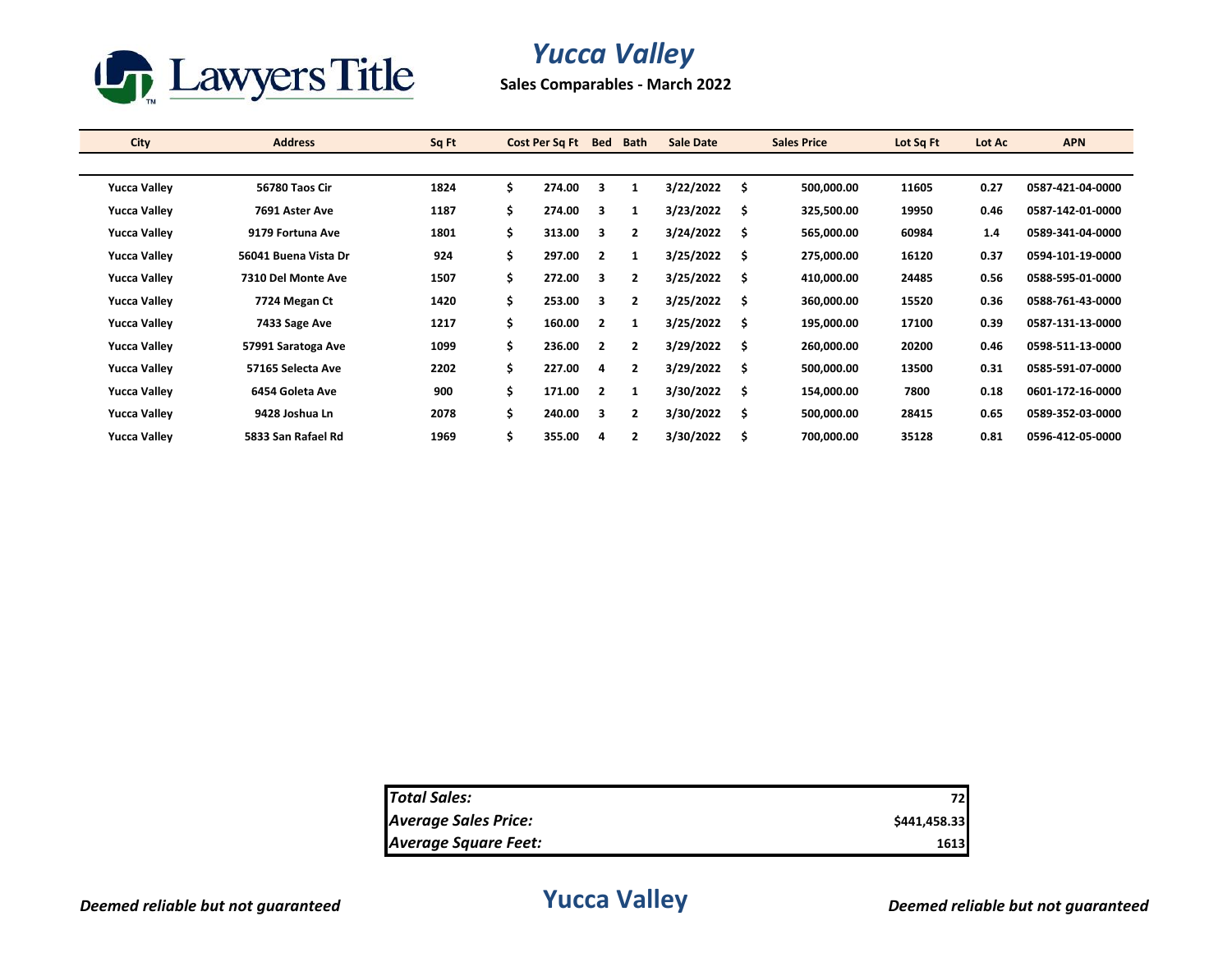Lawyers Title

# Yucca Valley

**Sales Comparables - March 2022**

| City | Address | Sq Ft | Cost Per Sq Ft | Bed | Bath | Sale Date | Sales Price | Lot Sq Ft | Lot Ac | APN |
|---|---|---|---|---|---|---|---|---|---|---|
| Yucca Valley | 56780 Taos Cir | 1824 | $ 274.00 | 3 | 1 | 3/22/2022 | $ 500,000.00 | 11605 | 0.27 | 0587-421-04-0000 |
| Yucca Valley | 7691 Aster Ave | 1187 | $ 274.00 | 3 | 1 | 3/23/2022 | $ 325,500.00 | 19950 | 0.46 | 0587-142-01-0000 |
| Yucca Valley | 9179 Fortuna Ave | 1801 | $ 313.00 | 3 | 2 | 3/24/2022 | $ 565,000.00 | 60984 | 1.4 | 0589-341-04-0000 |
| Yucca Valley | 56041 Buena Vista Dr | 924 | $ 297.00 | 2 | 1 | 3/25/2022 | $ 275,000.00 | 16120 | 0.37 | 0594-101-19-0000 |
| Yucca Valley | 7310 Del Monte Ave | 1507 | $ 272.00 | 3 | 2 | 3/25/2022 | $ 410,000.00 | 24485 | 0.56 | 0588-595-01-0000 |
| Yucca Valley | 7724 Megan Ct | 1420 | $ 253.00 | 3 | 2 | 3/25/2022 | $ 360,000.00 | 15520 | 0.36 | 0588-761-43-0000 |
| Yucca Valley | 7433 Sage Ave | 1217 | $ 160.00 | 2 | 1 | 3/25/2022 | $ 195,000.00 | 17100 | 0.39 | 0587-131-13-0000 |
| Yucca Valley | 57991 Saratoga Ave | 1099 | $ 236.00 | 2 | 2 | 3/29/2022 | $ 260,000.00 | 20200 | 0.46 | 0598-511-13-0000 |
| Yucca Valley | 57165 Selecta Ave | 2202 | $ 227.00 | 4 | 2 | 3/29/2022 | $ 500,000.00 | 13500 | 0.31 | 0585-591-07-0000 |
| Yucca Valley | 6454 Goleta Ave | 900 | $ 171.00 | 2 | 1 | 3/30/2022 | $ 154,000.00 | 7800 | 0.18 | 0601-172-16-0000 |
| Yucca Valley | 9428 Joshua Ln | 2078 | $ 240.00 | 3 | 2 | 3/30/2022 | $ 500,000.00 | 28415 | 0.65 | 0589-352-03-0000 |
| Yucca Valley | 5833 San Rafael Rd | 1969 | $ 355.00 | 4 | 2 | 3/30/2022 | $ 700,000.00 | 35128 | 0.81 | 0596-412-05-0000 |

| | |
|---|---|
| *Total Sales:* | 72 |
| *Average Sales Price:* | $441,458.33 |
| *Average Square Feet:* | 1613 |

*Deemed reliable but not guaranteed*

**Yucca Valley**

*Deemed reliable but not guaranteed*